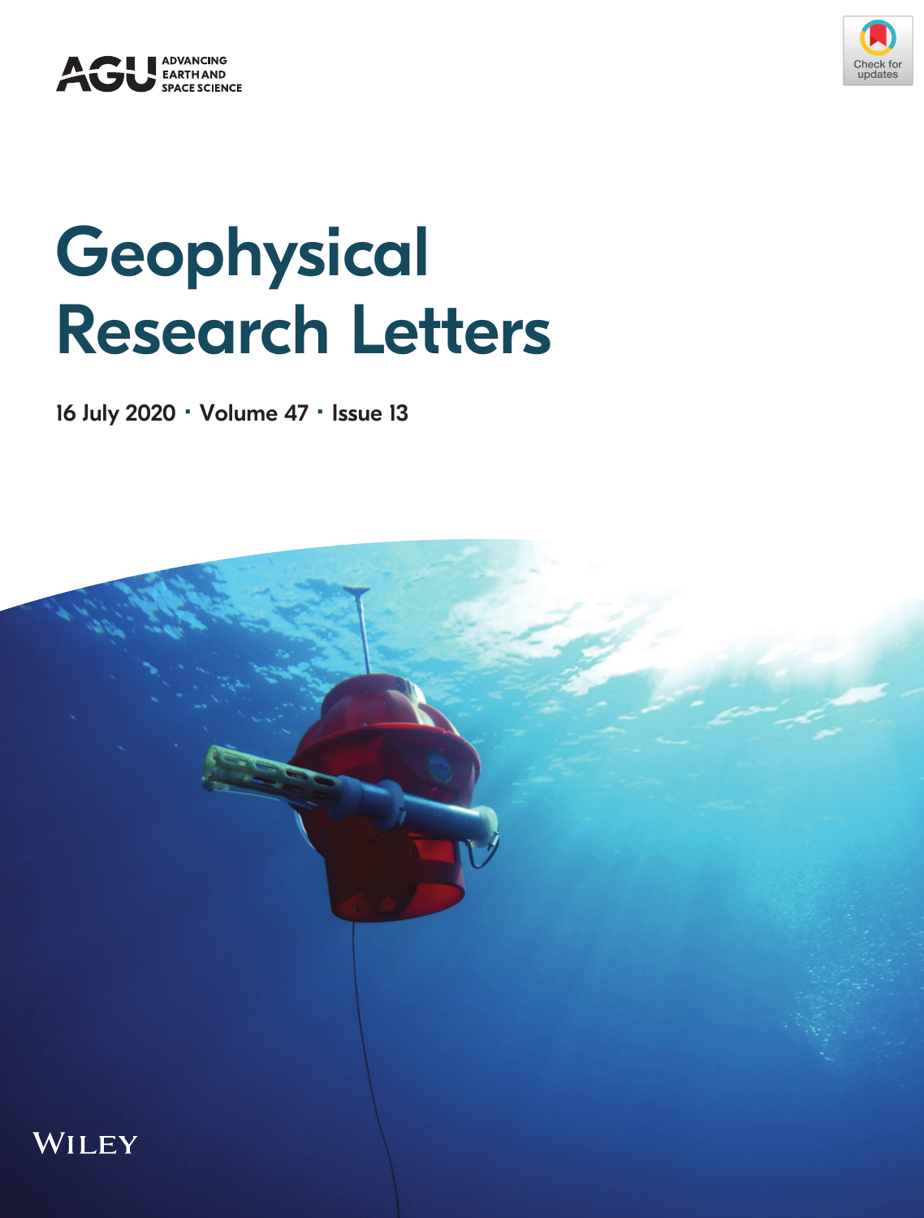AGU ADVANCING EARTH AND SPACE SCIENCE

# Geophysical Research Letters

16 July 2020 · Volume 47 · Issue 13

WILEY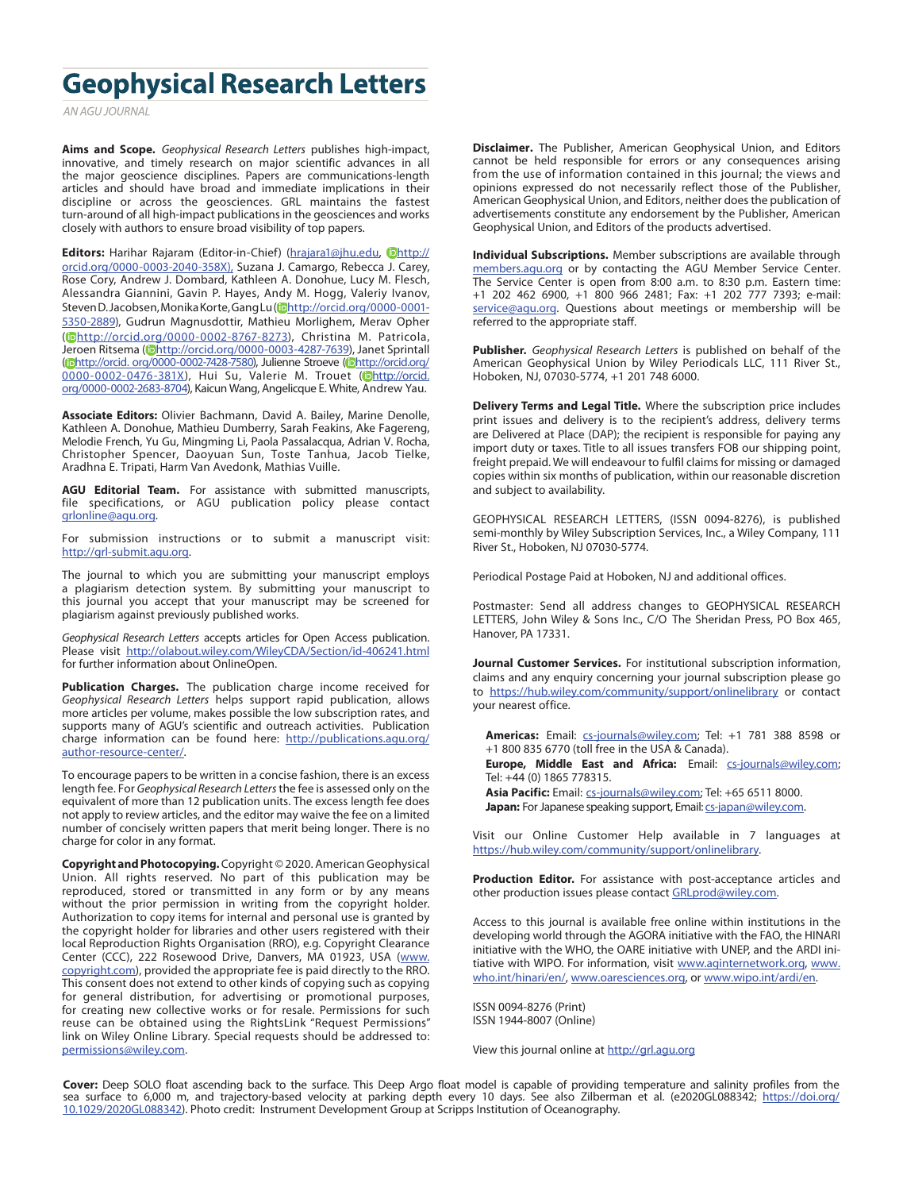# Geophysical Research Letters

*AN AGU JOURNAL*

**Aims and Scope.** *Geophysical Research Letters* publishes high-impact, innovative, and timely research on major scientific advances in all the major geoscience disciplines. Papers are communications-length articles and should have broad and immediate implications in their discipline or across the geosciences. GRL maintains the fastest turn-around of all high-impact publications in the geosciences and works closely with authors to ensure broad visibility of top papers.

**Editors:** Harihar Rajaram (Editor-in-Chief) (hrajara1@jhu.edu, http://orcid.org/0000-0003-2040-358X), Suzana J. Camargo, Rebecca J. Carey, Rose Cory, Andrew J. Dombard, Kathleen A. Donohue, Lucy M. Flesch, Alessandra Giannini, Gavin P. Hayes, Andy M. Hogg, Valeriy Ivanov, Steven D. Jacobsen, Monika Korte, Gang Lu (http://orcid.org/0000-0001-5350-2889), Gudrun Magnusdottir, Mathieu Morlighem, Merav Opher (http://orcid.org/0000-0002-8767-8273), Christina M. Patricola, Jeroen Ritsema (http://orcid.org/0000-0003-4287-7639), Janet Sprintall (http://orcid.org/0000-0002-7428-7580), Julienne Stroeve (http://orcid.org/0000-0002-0476-381X), Hui Su, Valerie M. Trouet (http://orcid.org/0000-0002-2683-8704), Kaicun Wang, Angelicque E. White, Andrew Yau.

**Associate Editors:** Olivier Bachmann, David A. Bailey, Marine Denolle, Kathleen A. Donohue, Mathieu Dumberry, Sarah Feakins, Ake Fagereng, Melodie French, Yu Gu, Mingming Li, Paola Passalacqua, Adrian V. Rocha, Christopher Spencer, Daoyuan Sun, Toste Tanhua, Jacob Tielke, Aradhna E. Tripati, Harm Van Avedonk, Mathias Vuille.

**AGU Editorial Team.** For assistance with submitted manuscripts, file specifications, or AGU publication policy please contact grlonline@agu.org.

For submission instructions or to submit a manuscript visit: http://grl-submit.agu.org.

The journal to which you are submitting your manuscript employs a plagiarism detection system. By submitting your manuscript to this journal you accept that your manuscript may be screened for plagiarism against previously published works.

*Geophysical Research Letters* accepts articles for Open Access publication. Please visit http://olabout.wiley.com/WileyCDA/Section/id-406241.html for further information about OnlineOpen.

**Publication Charges.** The publication charge income received for *Geophysical Research Letters* helps support rapid publication, allows more articles per volume, makes possible the low subscription rates, and supports many of AGU's scientific and outreach activities. Publication charge information can be found here: http://publications.agu.org/author-resource-center/.

To encourage papers to be written in a concise fashion, there is an excess length fee. For *Geophysical Research Letters* the fee is assessed only on the equivalent of more than 12 publication units. The excess length fee does not apply to review articles, and the editor may waive the fee on a limited number of concisely written papers that merit being longer. There is no charge for color in any format.

**Copyright and Photocopying.** Copyright © 2020. American Geophysical Union. All rights reserved. No part of this publication may be reproduced, stored or transmitted in any form or by any means without the prior permission in writing from the copyright holder. Authorization to copy items for internal and personal use is granted by the copyright holder for libraries and other users registered with their local Reproduction Rights Organisation (RRO), e.g. Copyright Clearance Center (CCC), 222 Rosewood Drive, Danvers, MA 01923, USA (www.copyright.com), provided the appropriate fee is paid directly to the RRO. This consent does not extend to other kinds of copying such as copying for general distribution, for advertising or promotional purposes, for creating new collective works or for resale. Permissions for such reuse can be obtained using the RightsLink "Request Permissions" link on Wiley Online Library. Special requests should be addressed to: permissions@wiley.com.

**Disclaimer.** The Publisher, American Geophysical Union, and Editors cannot be held responsible for errors or any consequences arising from the use of information contained in this journal; the views and opinions expressed do not necessarily reflect those of the Publisher, American Geophysical Union, and Editors, neither does the publication of advertisements constitute any endorsement by the Publisher, American Geophysical Union, and Editors of the products advertised.

**Individual Subscriptions.** Member subscriptions are available through members.agu.org or by contacting the AGU Member Service Center. The Service Center is open from 8:00 a.m. to 8:30 p.m. Eastern time: +1 202 462 6900, +1 800 966 2481; Fax: +1 202 777 7393; e-mail: service@agu.org. Questions about meetings or membership will be referred to the appropriate staff.

**Publisher.** *Geophysical Research Letters* is published on behalf of the American Geophysical Union by Wiley Periodicals LLC, 111 River St., Hoboken, NJ, 07030-5774, +1 201 748 6000.

**Delivery Terms and Legal Title.** Where the subscription price includes print issues and delivery is to the recipient's address, delivery terms are Delivered at Place (DAP); the recipient is responsible for paying any import duty or taxes. Title to all issues transfers FOB our shipping point, freight prepaid. We will endeavour to fulfil claims for missing or damaged copies within six months of publication, within our reasonable discretion and subject to availability.

GEOPHYSICAL RESEARCH LETTERS, (ISSN 0094-8276), is published semi-monthly by Wiley Subscription Services, Inc., a Wiley Company, 111 River St., Hoboken, NJ 07030-5774.

Periodical Postage Paid at Hoboken, NJ and additional offices.

Postmaster: Send all address changes to GEOPHYSICAL RESEARCH LETTERS, John Wiley & Sons Inc., C/O The Sheridan Press, PO Box 465, Hanover, PA 17331.

**Journal Customer Services.** For institutional subscription information, claims and any enquiry concerning your journal subscription please go to https://hub.wiley.com/community/support/onlinelibrary or contact your nearest office.

**Americas:** Email: cs-journals@wiley.com; Tel: +1 781 388 8598 or +1 800 835 6770 (toll free in the USA & Canada).
**Europe, Middle East and Africa:** Email: cs-journals@wiley.com; Tel: +44 (0) 1865 778315.
**Asia Pacific:** Email: cs-journals@wiley.com; Tel: +65 6511 8000.
**Japan:** For Japanese speaking support, Email: cs-japan@wiley.com.

Visit our Online Customer Help available in 7 languages at https://hub.wiley.com/community/support/onlinelibrary.

**Production Editor.** For assistance with post-acceptance articles and other production issues please contact GRLprod@wiley.com.

Access to this journal is available free online within institutions in the developing world through the AGORA initiative with the FAO, the HINARI initiative with the WHO, the OARE initiative with UNEP, and the ARDI initiative with WIPO. For information, visit www.aginternetwork.org, www.who.int/hinari/en/, www.oaresciences.org, or www.wipo.int/ardi/en.

ISSN 0094-8276 (Print)
ISSN 1944-8007 (Online)

View this journal online at http://grl.agu.org

**Cover:** Deep SOLO float ascending back to the surface. This Deep Argo float model is capable of providing temperature and salinity profiles from the sea surface to 6,000 m, and trajectory-based velocity at parking depth every 10 days. See also Zilberman et al. (e2020GL088342; https://doi.org/10.1029/2020GL088342). Photo credit: Instrument Development Group at Scripps Institution of Oceanography.